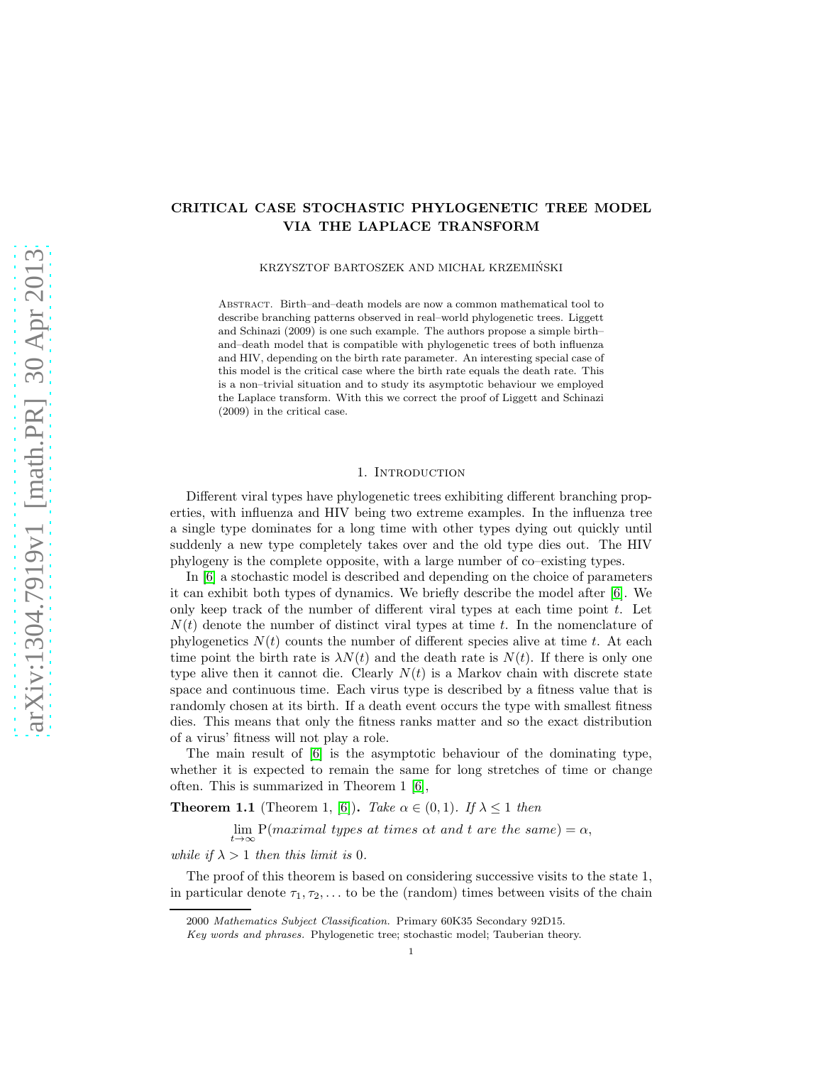# CRITICAL CASE STOCHASTIC PHYLOGENETIC TREE MODEL VIA THE LAPLACE TRANSFORM

KRZYSZTOF BARTOSZEK AND MICHAŁ KRZEMIŃSKI

Abstract. Birth–and–death models are now a common mathematical tool to describe branching patterns observed in real–world phylogenetic trees. Liggett and Schinazi (2009) is one such example. The authors propose a simple birth–and–death model that is compatible with phylogenetic trees of both influenza and HIV, depending on the birth rate parameter. An interesting special case of this model is the critical case where the birth rate equals the death rate. This is a non–trivial situation and to study its asymptotic behaviour we employed the Laplace transform. With this we correct the proof of Liggett and Schinazi (2009) in the critical case.

## 1. Introduction

Different viral types have phylogenetic trees exhibiting different branching properties, with influenza and HIV being two extreme examples. In the influenza tree a single type dominates for a long time with other types dying out quickly until suddenly a new type completely takes over and the old type dies out. The HIV phylogeny is the complete opposite, with a large number of co–existing types.

In [6] a stochastic model is described and depending on the choice of parameters it can exhibit both types of dynamics. We briefly describe the model after [6]. We only keep track of the number of different viral types at each time point $t$. Let $N(t)$ denote the number of distinct viral types at time $t$. In the nomenclature of phylogenetics $N(t)$ counts the number of different species alive at time $t$. At each time point the birth rate is $\lambda N(t)$ and the death rate is $N(t)$. If there is only one type alive then it cannot die. Clearly $N(t)$ is a Markov chain with discrete state space and continuous time. Each virus type is described by a fitness value that is randomly chosen at its birth. If a death event occurs the type with smallest fitness dies. This means that only the fitness ranks matter and so the exact distribution of a virus' fitness will not play a role.

The main result of [6] is the asymptotic behaviour of the dominating type, whether it is expected to remain the same for long stretches of time or change often. This is summarized in Theorem 1 [6],

**Theorem 1.1** (Theorem 1, [6]). *Take $\alpha \in (0,1)$. If $\lambda \leq 1$ then*

$$\lim_{t\to\infty} \mathrm{P}(\textit{maximal types at times } \alpha t \textit{ and } t \textit{ are the same}) = \alpha,$$

*while if $\lambda > 1$ then this limit is $0$.*

The proof of this theorem is based on considering successive visits to the state 1, in particular denote $\tau_1, \tau_2, \ldots$ to be the (random) times between visits of the chain

2000 *Mathematics Subject Classification.* Primary 60K35 Secondary 92D15.

*Key words and phrases.* Phylogenetic tree; stochastic model; Tauberian theory.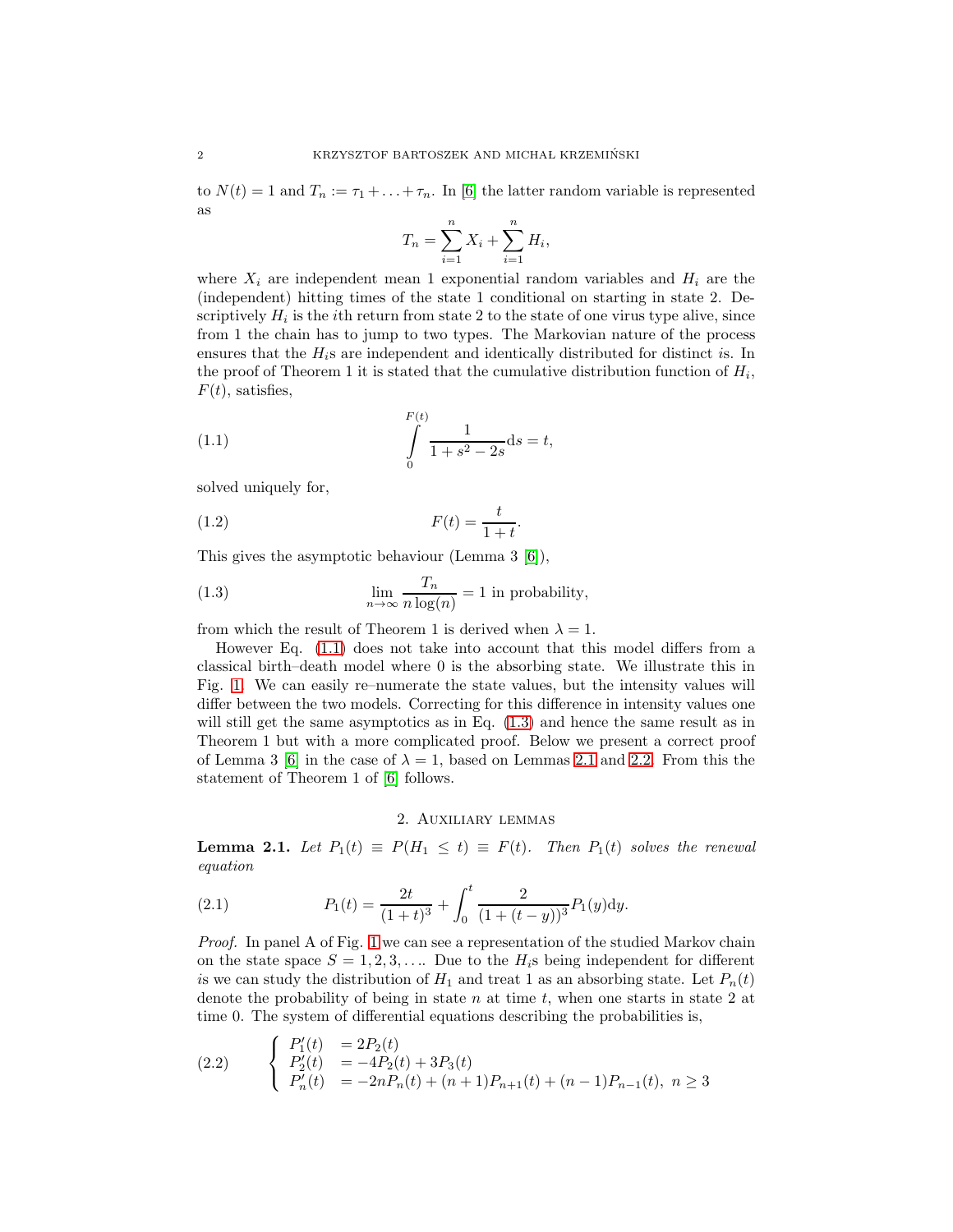to $N(t) = 1$ and $T_n := \tau_1 + \ldots + \tau_n$. In [6] the latter random variable is represented as

$$T_n = \sum_{i=1}^{n} X_i + \sum_{i=1}^{n} H_i,$$

where $X_i$ are independent mean 1 exponential random variables and $H_i$ are the (independent) hitting times of the state 1 conditional on starting in state 2. Descriptively $H_i$ is the $i$th return from state 2 to the state of one virus type alive, since from 1 the chain has to jump to two types. The Markovian nature of the process ensures that the $H_i$s are independent and identically distributed for distinct $i$s. In the proof of Theorem 1 it is stated that the cumulative distribution function of $H_i$, $F(t)$, satisfies,

$$\int\limits_{0}^{F(t)} \frac{1}{1 + s^2 - 2s} \mathrm{d}s = t, \tag{1.1}$$

solved uniquely for,

$$F(t) = \frac{t}{1+t}. \tag{1.2}$$

This gives the asymptotic behaviour (Lemma 3 [6]),

$$\lim_{n \to \infty} \frac{T_n}{n \log(n)} = 1 \text{ in probability}, \tag{1.3}$$

from which the result of Theorem 1 is derived when $\lambda = 1$.

However Eq. (1.1) does not take into account that this model differs from a classical birth–death model where 0 is the absorbing state. We illustrate this in Fig. 1. We can easily re–numerate the state values, but the intensity values will differ between the two models. Correcting for this difference in intensity values one will still get the same asymptotics as in Eq. (1.3) and hence the same result as in Theorem 1 but with a more complicated proof. Below we present a correct proof of Lemma 3 [6] in the case of $\lambda = 1$, based on Lemmas 2.1 and 2.2. From this the statement of Theorem 1 of [6] follows.

## 2. Auxiliary lemmas

**Lemma 2.1.** *Let $P_1(t) \equiv P(H_1 \leq t) \equiv F(t)$. Then $P_1(t)$ solves the renewal equation*

$$P_1(t) = \frac{2t}{(1+t)^3} + \int_0^t \frac{2}{(1+(t-y))^3} P_1(y) \mathrm{d}y. \tag{2.1}$$

*Proof.* In panel A of Fig. 1 we can see a representation of the studied Markov chain on the state space $S = 1, 2, 3, \ldots$. Due to the $H_i$s being independent for different $i$s we can study the distribution of $H_1$ and treat 1 as an absorbing state. Let $P_n(t)$ denote the probability of being in state $n$ at time $t$, when one starts in state 2 at time 0. The system of differential equations describing the probabilities is,

$$\begin{cases} P_1'(t) &= 2P_2(t) \\ P_2'(t) &= -4P_2(t) + 3P_3(t) \\ P_n'(t) &= -2nP_n(t) + (n+1)P_{n+1}(t) + (n-1)P_{n-1}(t), \ n \geq 3 \end{cases} \tag{2.2}$$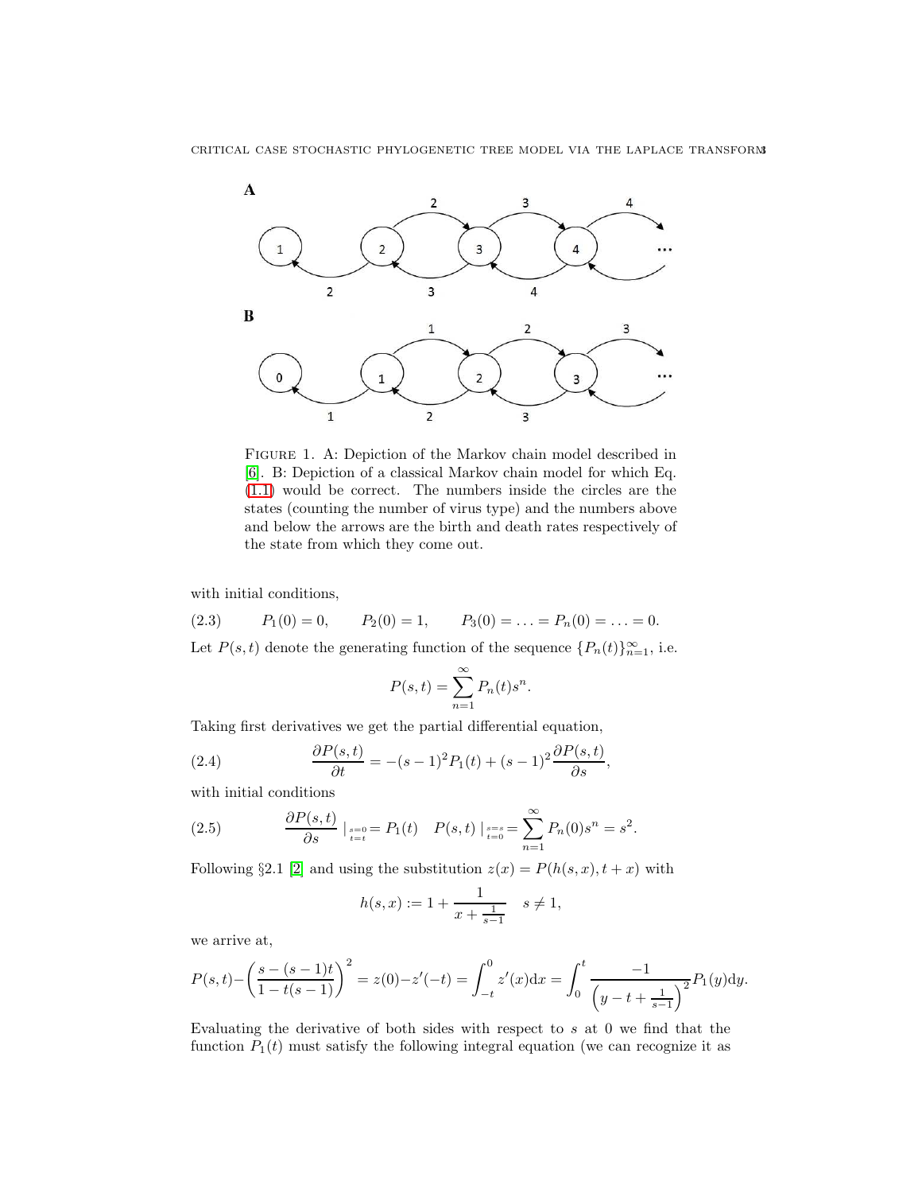FIGURE 1. A: Depiction of the Markov chain model described in [6]. B: Depiction of a classical Markov chain model for which Eq. (1.1) would be correct. The numbers inside the circles are the states (counting the number of virus type) and the numbers above and below the arrows are the birth and death rates respectively of the state from which they come out.

with initial conditions,

$$P_1(0) = 0, \qquad P_2(0) = 1, \qquad P_3(0) = \ldots = P_n(0) = \ldots = 0. \tag{2.3}$$

Let $P(s,t)$ denote the generating function of the sequence $\{P_n(t)\}_{n=1}^{\infty}$, i.e.

$$P(s,t) = \sum_{n=1}^{\infty} P_n(t) s^n.$$

Taking first derivatives we get the partial differential equation,

$$\frac{\partial P(s,t)}{\partial t} = -(s-1)^2 P_1(t) + (s-1)^2 \frac{\partial P(s,t)}{\partial s}, \tag{2.4}$$

with initial conditions

$$\frac{\partial P(s,t)}{\partial s} \mid_{\substack{s=0 \\ t=t}} = P_1(t) \quad P(s,t) \mid_{\substack{s=s \\ t=0}} = \sum_{n=1}^{\infty} P_n(0) s^n = s^2. \tag{2.5}$$

Following §2.1 [2] and using the substitution $z(x) = P(h(s,x), t+x)$ with

$$h(s,x) := 1 + \frac{1}{x + \frac{1}{s-1}} \quad s \neq 1,$$

we arrive at,

$$P(s,t) - \left( \frac{s-(s-1)t}{1-t(s-1)} \right)^2 = z(0) - z'(-t) = \int_{-t}^{0} z'(x) \mathrm{d}x = \int_0^t \frac{-1}{\left( y - t + \frac{1}{s-1} \right)^2} P_1(y) \mathrm{d}y.$$

Evaluating the derivative of both sides with respect to $s$ at 0 we find that the function $P_1(t)$ must satisfy the following integral equation (we can recognize it as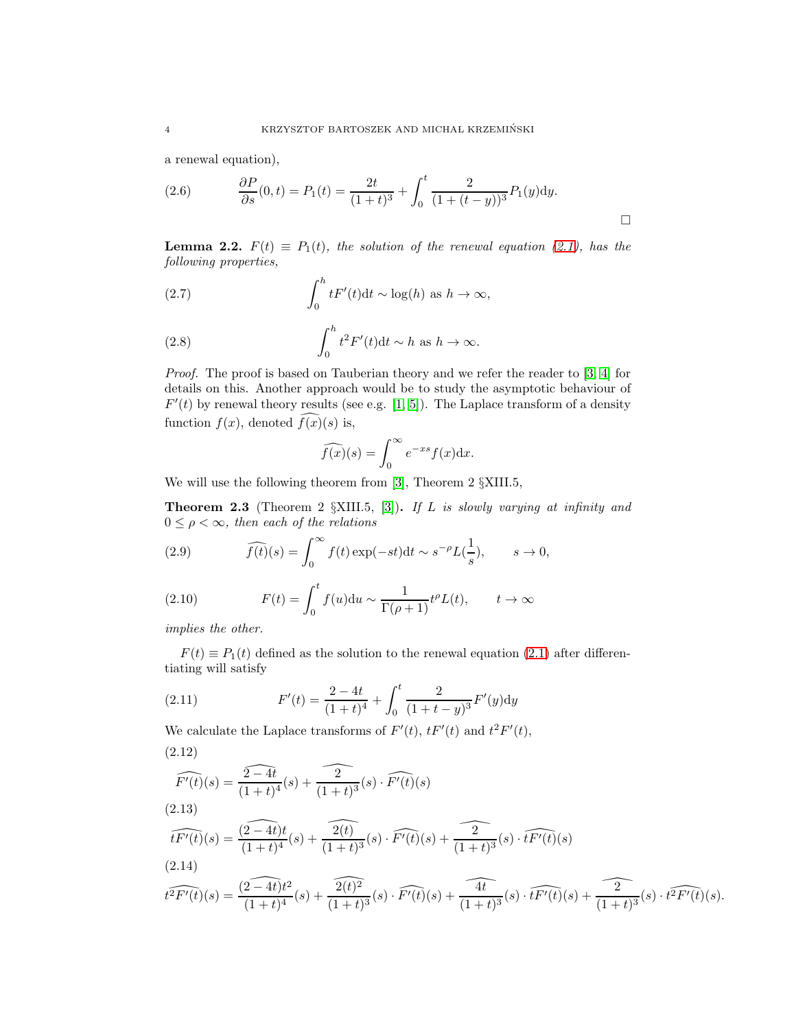a renewal equation),

$$\frac{\partial P}{\partial s}(0,t) = P_1(t) = \frac{2t}{(1+t)^3} + \int_0^t \frac{2}{(1+(t-y))^3} P_1(y)\mathrm{d}y. \tag{2.6}$$

□

**Lemma 2.2.** *$F(t) \equiv P_1(t)$, the solution of the renewal equation (2.1), has the following properties,*

$$\int_0^h tF'(t)\mathrm{d}t \sim \log(h) \text{ as } h \to \infty, \tag{2.7}$$

$$\int_0^h t^2F'(t)\mathrm{d}t \sim h \text{ as } h \to \infty. \tag{2.8}$$

*Proof.* The proof is based on Tauberian theory and we refer the reader to [3, 4] for details on this. Another approach would be to study the asymptotic behaviour of $F'(t)$ by renewal theory results (see e.g. [1, 5]). The Laplace transform of a density function $f(x)$, denoted $\widehat{f(x)}(s)$ is,

$$\widehat{f(x)}(s) = \int_0^\infty e^{-xs} f(x)\mathrm{d}x.$$

We will use the following theorem from [3], Theorem 2 §XIII.5,

**Theorem 2.3** (Theorem 2 §XIII.5, [3])**.** *If $L$ is slowly varying at infinity and $0 \leq \rho < \infty$, then each of the relations*

$$\widehat{f(t)}(s) = \int_0^\infty f(t)\exp(-st)\mathrm{d}t \sim s^{-\rho}L(\frac{1}{s}), \qquad s \to 0, \tag{2.9}$$

$$F(t) = \int_0^t f(u)\mathrm{d}u \sim \frac{1}{\Gamma(\rho+1)}t^\rho L(t), \qquad t \to \infty \tag{2.10}$$

*implies the other.*

$F(t) \equiv P_1(t)$ defined as the solution to the renewal equation (2.1) after differentiating will satisfy

$$F'(t) = \frac{2-4t}{(1+t)^4} + \int_0^t \frac{2}{(1+t-y)^3}F'(y)\mathrm{d}y \tag{2.11}$$

We calculate the Laplace transforms of $F'(t)$, $tF'(t)$ and $t^2F'(t)$,

$$\widehat{F'(t)}(s) = \widehat{\frac{2-4t}{(1+t)^4}}(s) + \widehat{\frac{2}{(1+t)^3}}(s) \cdot \widehat{F'(t)}(s) \tag{2.12}$$

$$\widehat{tF'(t)}(s) = \widehat{\frac{(2-4t)t}{(1+t)^4}}(s) + \widehat{\frac{2(t)}{(1+t)^3}}(s) \cdot \widehat{F'(t)}(s) + \widehat{\frac{2}{(1+t)^3}}(s) \cdot \widehat{tF'(t)}(s) \tag{2.13}$$

$$\widehat{t^2F'(t)}(s) = \widehat{\frac{(2-4t)t^2}{(1+t)^4}}(s) + \widehat{\frac{2(t)^2}{(1+t)^3}}(s) \cdot \widehat{F'(t)}(s) + \widehat{\frac{4t}{(1+t)^3}}(s) \cdot \widehat{tF'(t)}(s) + \widehat{\frac{2}{(1+t)^3}}(s) \cdot \widehat{t^2F'(t)}(s). \tag{2.14}$$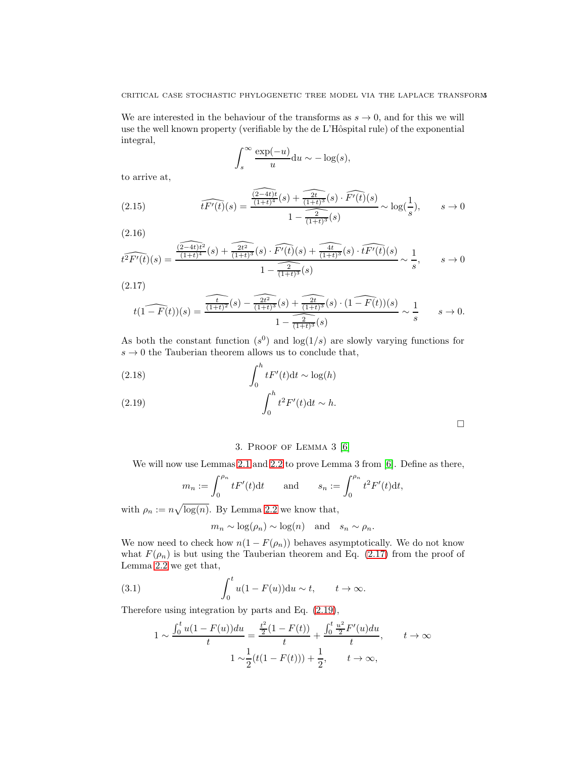We are interested in the behaviour of the transforms as $s \to 0$, and for this we will use the well known property (verifiable by the de L'Hôspital rule) of the exponential integral,

$$\int_s^\infty \frac{\exp(-u)}{u} \mathrm{d}u \sim -\log(s),$$

to arrive at,

$$\widehat{tF'(t)}(s) = \frac{\widehat{\frac{(2-4t)t}{(1+t)^4}}(s) + \widehat{\frac{2t}{(1+t)^3}}(s) \cdot \widehat{F'(t)}(s)}{1 - \widehat{\frac{2}{(1+t)^3}}(s)} \sim \log(\frac{1}{s}), \qquad s \to 0 \tag{2.15}$$

$$\widehat{t^2F'(t)}(s) = \frac{\widehat{\frac{(2-4t)t^2}{(1+t)^4}}(s) + \widehat{\frac{2t^2}{(1+t)^3}}(s) \cdot \widehat{F'(t)}(s) + \widehat{\frac{4t}{(1+t)^3}}(s) \cdot \widehat{tF'(t)}(s)}{1 - \widehat{\frac{2}{(1+t)^3}}(s)} \sim \frac{1}{s}, \qquad s \to 0 \tag{2.16}$$

$$t\widehat{(1-F(t))}(s) = \frac{\widehat{\frac{t}{(1+t)^2}}(s) - \widehat{\frac{2t^2}{(1+t)^3}}(s) + \widehat{\frac{2t}{(1+t)^3}}(s) \cdot \widehat{(1-F(t))}(s)}{1 - \widehat{\frac{2}{(1+t)^3}}(s)} \sim \frac{1}{s} \qquad s \to 0. \tag{2.17}$$

As both the constant function ($s^0$) and $\log(1/s)$ are slowly varying functions for $s \to 0$ the Tauberian theorem allows us to conclude that,

$$\int_0^h tF'(t)\mathrm{d}t \sim \log(h) \tag{2.18}$$

$$\int_0^h t^2F'(t)\mathrm{d}t \sim h. \tag{2.19}$$

□

## 3. Proof of Lemma 3 [6]

We will now use Lemmas 2.1 and 2.2 to prove Lemma 3 from [6]. Define as there,

$$m_n := \int_0^{\rho_n} tF'(t)\mathrm{d}t \qquad \text{and} \qquad s_n := \int_0^{\rho_n} t^2F'(t)\mathrm{d}t,$$

with $\rho_n := n\sqrt{\log(n)}$. By Lemma 2.2 we know that,

$$m_n \sim \log(\rho_n) \sim \log(n) \quad \text{and} \quad s_n \sim \rho_n.$$

We now need to check how $n(1 - F(\rho_n))$ behaves asymptotically. We do not know what $F(\rho_n)$ is but using the Tauberian theorem and Eq. (2.17) from the proof of Lemma 2.2 we get that,

$$\int_0^t u(1-F(u))\mathrm{d}u \sim t, \qquad t \to \infty. \tag{3.1}$$

Therefore using integration by parts and Eq. (2.19),

$$1 \sim \frac{\int_0^t u(1-F(u))du}{t} = \frac{\frac{t^2}{2}(1-F(t))}{t} + \frac{\int_0^t \frac{u^2}{2}F'(u)du}{t}, \qquad t \to \infty$$

$$1 \sim \frac{1}{2}(t(1-F(t))) + \frac{1}{2}, \qquad t \to \infty,$$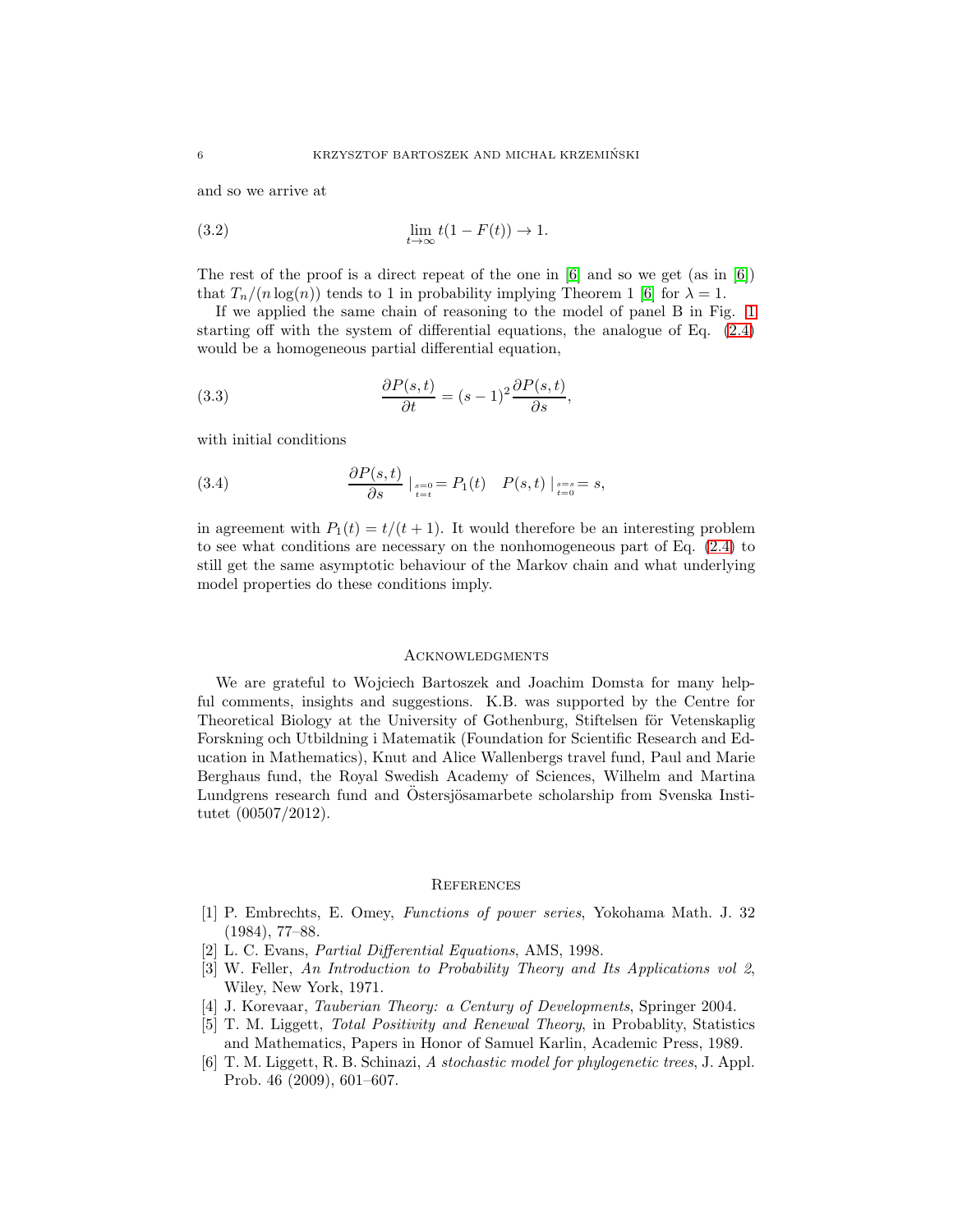and so we arrive at

$$\lim_{t\to\infty} t(1 - F(t)) \to 1. \tag{3.2}$$

The rest of the proof is a direct repeat of the one in [6] and so we get (as in [6]) that $T_n/(n\log(n))$ tends to 1 in probability implying Theorem 1 [6] for $\lambda = 1$.

If we applied the same chain of reasoning to the model of panel B in Fig. 1 starting off with the system of differential equations, the analogue of Eq. (2.4) would be a homogeneous partial differential equation,

$$\frac{\partial P(s,t)}{\partial t} = (s-1)^2 \frac{\partial P(s,t)}{\partial s}, \tag{3.3}$$

with initial conditions

$$\frac{\partial P(s,t)}{\partial s} \mid_{\substack{s=0 \\ t=t}} = P_1(t) \quad P(s,t) \mid_{\substack{s=s \\ t=0}} = s, \tag{3.4}$$

in agreement with $P_1(t) = t/(t+1)$. It would therefore be an interesting problem to see what conditions are necessary on the nonhomogeneous part of Eq. (2.4) to still get the same asymptotic behaviour of the Markov chain and what underlying model properties do these conditions imply.

## Acknowledgments

We are grateful to Wojciech Bartoszek and Joachim Domsta for many helpful comments, insights and suggestions. K.B. was supported by the Centre for Theoretical Biology at the University of Gothenburg, Stiftelsen för Vetenskaplig Forskning och Utbildning i Matematik (Foundation for Scientific Research and Education in Mathematics), Knut and Alice Wallenbergs travel fund, Paul and Marie Berghaus fund, the Royal Swedish Academy of Sciences, Wilhelm and Martina Lundgrens research fund and Östersjösamarbete scholarship from Svenska Institutet (00507/2012).

## References

[1] P. Embrechts, E. Omey, *Functions of power series*, Yokohama Math. J. 32 (1984), 77–88.

[2] L. C. Evans, *Partial Differential Equations*, AMS, 1998.

[3] W. Feller, *An Introduction to Probability Theory and Its Applications vol 2*, Wiley, New York, 1971.

[4] J. Korevaar, *Tauberian Theory: a Century of Developments*, Springer 2004.

[5] T. M. Liggett, *Total Positivity and Renewal Theory*, in Probablity, Statistics and Mathematics, Papers in Honor of Samuel Karlin, Academic Press, 1989.

[6] T. M. Liggett, R. B. Schinazi, *A stochastic model for phylogenetic trees*, J. Appl. Prob. 46 (2009), 601–607.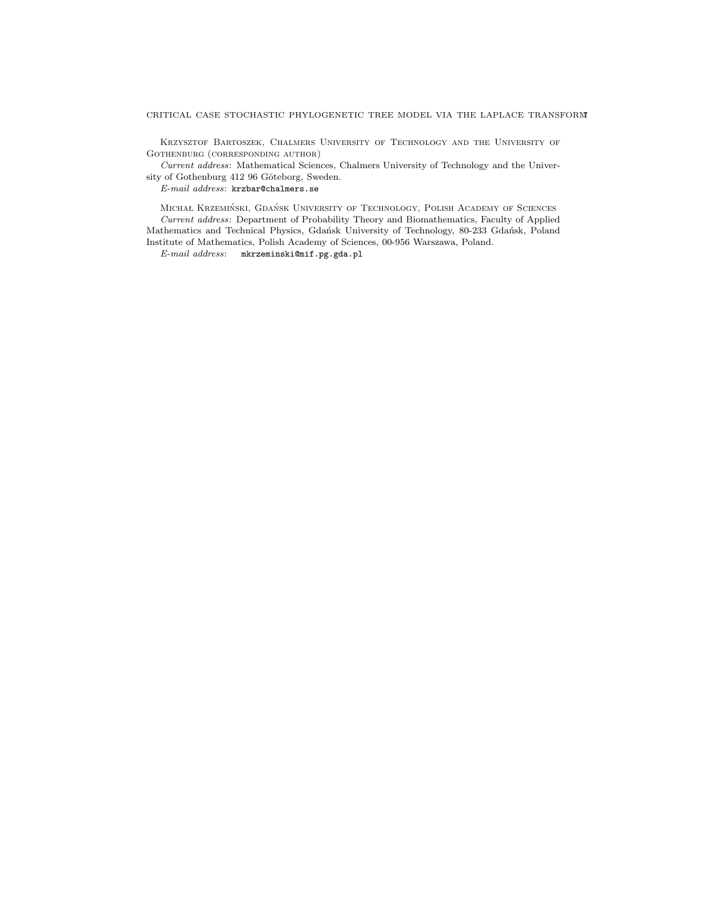Krzysztof Bartoszek, Chalmers University of Technology and the University of Gothenburg (corresponding author)

*Current address*: Mathematical Sciences, Chalmers University of Technology and the University of Gothenburg 412 96 Göteborg, Sweden.

*E-mail address*: `krzbar@chalmers.se`

Michał Krzemiński, Gdańsk University of Technology, Polish Academy of Sciences

*Current address*: Department of Probability Theory and Biomathematics, Faculty of Applied Mathematics and Technical Physics, Gdańsk University of Technology, 80-233 Gdańsk, Poland Institute of Mathematics, Polish Academy of Sciences, 00-956 Warszawa, Poland.

*E-mail address*: `mkrzeminski@mif.pg.gda.pl`